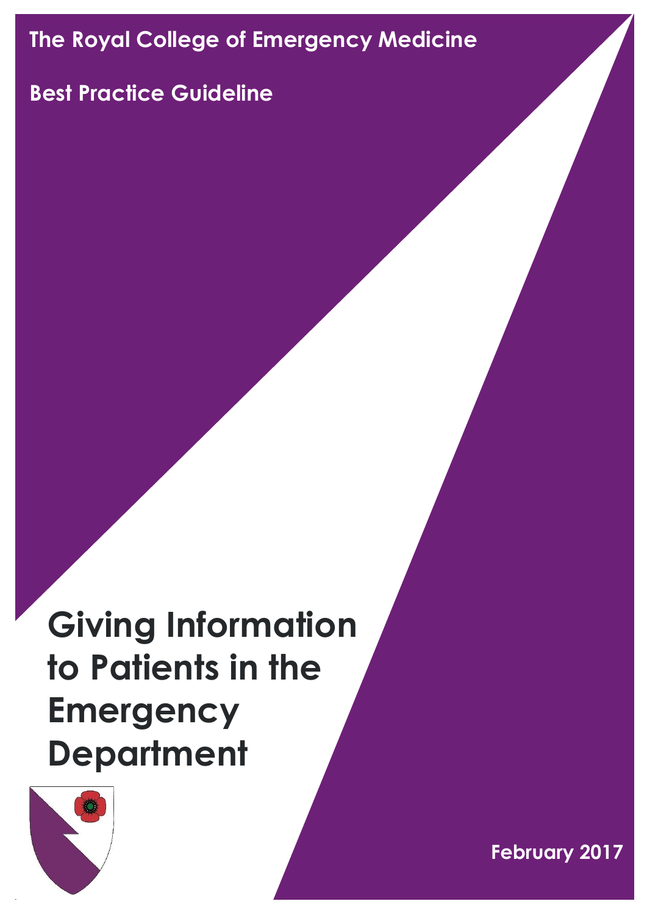The Royal College of Emergency Medicine

Best Practice Guideline

# Giving Information to Patients in the Emergency Department

February 2017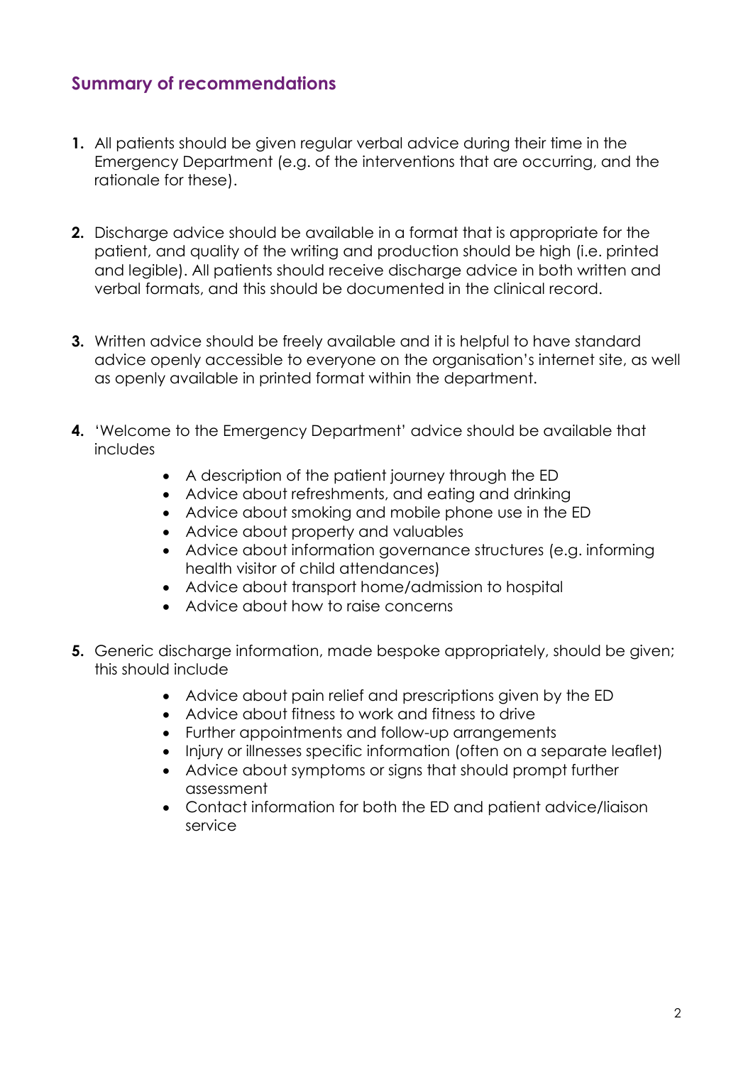## Summary of recommendations

1. All patients should be given regular verbal advice during their time in the Emergency Department (e.g. of the interventions that are occurring, and the rationale for these).

2. Discharge advice should be available in a format that is appropriate for the patient, and quality of the writing and production should be high (i.e. printed and legible). All patients should receive discharge advice in both written and verbal formats, and this should be documented in the clinical record.

3. Written advice should be freely available and it is helpful to have standard advice openly accessible to everyone on the organisation's internet site, as well as openly available in printed format within the department.

4. 'Welcome to the Emergency Department' advice should be available that includes
   - A description of the patient journey through the ED
   - Advice about refreshments, and eating and drinking
   - Advice about smoking and mobile phone use in the ED
   - Advice about property and valuables
   - Advice about information governance structures (e.g. informing health visitor of child attendances)
   - Advice about transport home/admission to hospital
   - Advice about how to raise concerns

5. Generic discharge information, made bespoke appropriately, should be given; this should include
   - Advice about pain relief and prescriptions given by the ED
   - Advice about fitness to work and fitness to drive
   - Further appointments and follow-up arrangements
   - Injury or illnesses specific information (often on a separate leaflet)
   - Advice about symptoms or signs that should prompt further assessment
   - Contact information for both the ED and patient advice/liaison service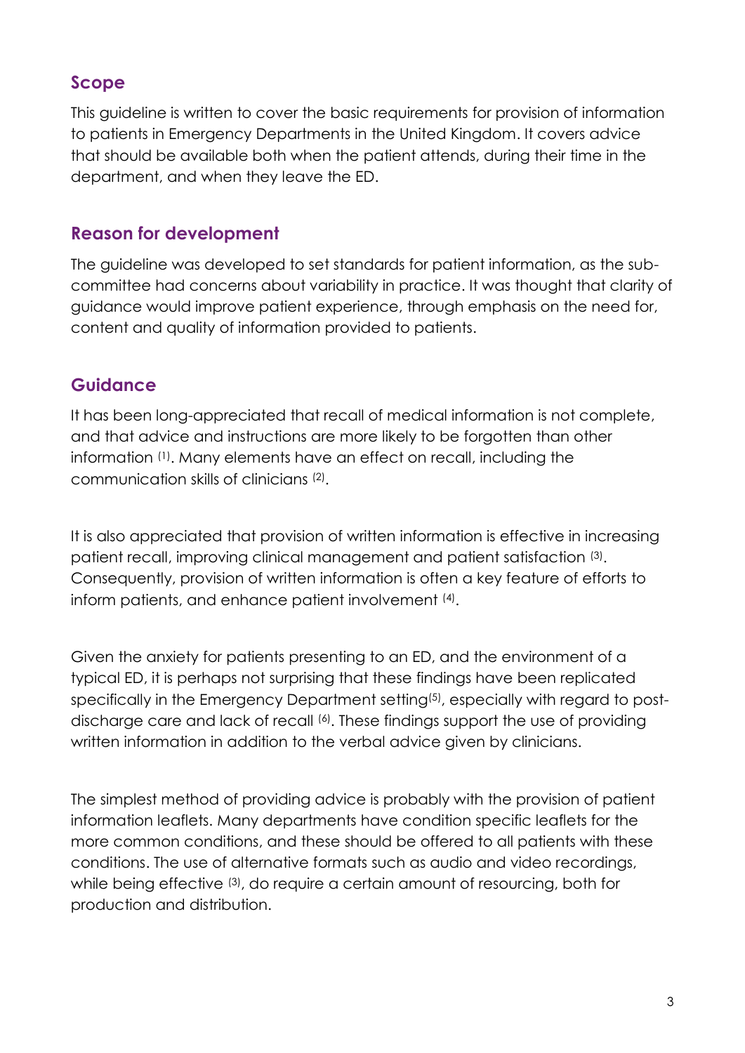## Scope

This guideline is written to cover the basic requirements for provision of information to patients in Emergency Departments in the United Kingdom. It covers advice that should be available both when the patient attends, during their time in the department, and when they leave the ED.

## Reason for development

The guideline was developed to set standards for patient information, as the sub-committee had concerns about variability in practice. It was thought that clarity of guidance would improve patient experience, through emphasis on the need for, content and quality of information provided to patients.

## Guidance

It has been long-appreciated that recall of medical information is not complete, and that advice and instructions are more likely to be forgotten than other information [1]. Many elements have an effect on recall, including the communication skills of clinicians [2].

It is also appreciated that provision of written information is effective in increasing patient recall, improving clinical management and patient satisfaction [3]. Consequently, provision of written information is often a key feature of efforts to inform patients, and enhance patient involvement [4].

Given the anxiety for patients presenting to an ED, and the environment of a typical ED, it is perhaps not surprising that these findings have been replicated specifically in the Emergency Department setting[5], especially with regard to post-discharge care and lack of recall [6]. These findings support the use of providing written information in addition to the verbal advice given by clinicians.

The simplest method of providing advice is probably with the provision of patient information leaflets. Many departments have condition specific leaflets for the more common conditions, and these should be offered to all patients with these conditions. The use of alternative formats such as audio and video recordings, while being effective [3], do require a certain amount of resourcing, both for production and distribution.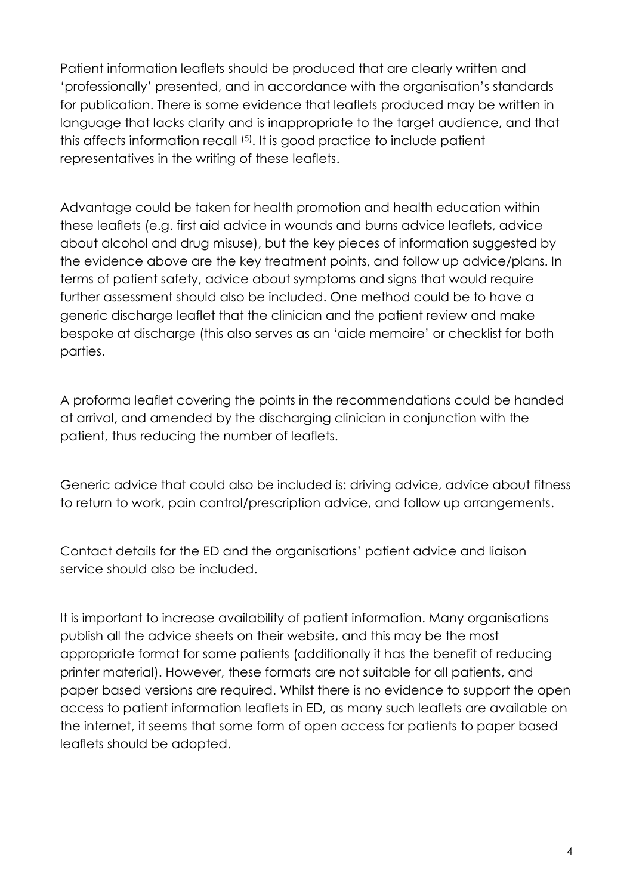Patient information leaflets should be produced that are clearly written and 'professionally' presented, and in accordance with the organisation's standards for publication. There is some evidence that leaflets produced may be written in language that lacks clarity and is inappropriate to the target audience, and that this affects information recall [5]. It is good practice to include patient representatives in the writing of these leaflets.

Advantage could be taken for health promotion and health education within these leaflets (e.g. first aid advice in wounds and burns advice leaflets, advice about alcohol and drug misuse), but the key pieces of information suggested by the evidence above are the key treatment points, and follow up advice/plans. In terms of patient safety, advice about symptoms and signs that would require further assessment should also be included. One method could be to have a generic discharge leaflet that the clinician and the patient review and make bespoke at discharge (this also serves as an 'aide memoire' or checklist for both parties.

A proforma leaflet covering the points in the recommendations could be handed at arrival, and amended by the discharging clinician in conjunction with the patient, thus reducing the number of leaflets.

Generic advice that could also be included is: driving advice, advice about fitness to return to work, pain control/prescription advice, and follow up arrangements.

Contact details for the ED and the organisations' patient advice and liaison service should also be included.

It is important to increase availability of patient information. Many organisations publish all the advice sheets on their website, and this may be the most appropriate format for some patients (additionally it has the benefit of reducing printer material). However, these formats are not suitable for all patients, and paper based versions are required. Whilst there is no evidence to support the open access to patient information leaflets in ED, as many such leaflets are available on the internet, it seems that some form of open access for patients to paper based leaflets should be adopted.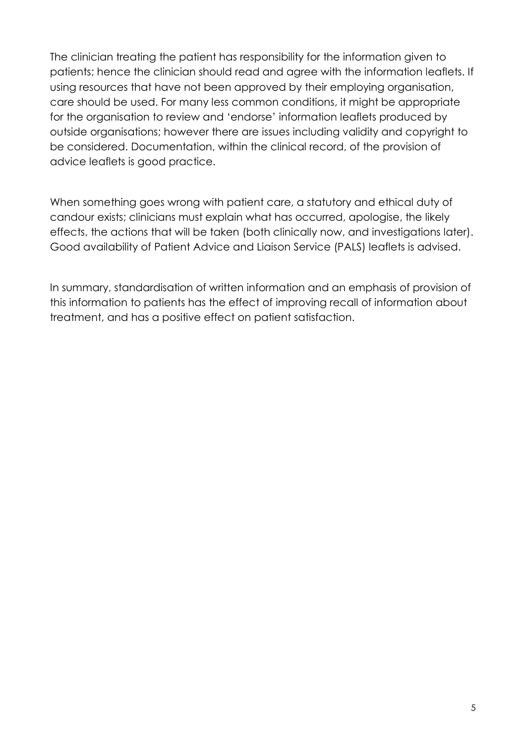The clinician treating the patient has responsibility for the information given to patients; hence the clinician should read and agree with the information leaflets. If using resources that have not been approved by their employing organisation, care should be used. For many less common conditions, it might be appropriate for the organisation to review and 'endorse' information leaflets produced by outside organisations; however there are issues including validity and copyright to be considered. Documentation, within the clinical record, of the provision of advice leaflets is good practice.

When something goes wrong with patient care, a statutory and ethical duty of candour exists; clinicians must explain what has occurred, apologise, the likely effects, the actions that will be taken (both clinically now, and investigations later). Good availability of Patient Advice and Liaison Service (PALS) leaflets is advised.

In summary, standardisation of written information and an emphasis of provision of this information to patients has the effect of improving recall of information about treatment, and has a positive effect on patient satisfaction.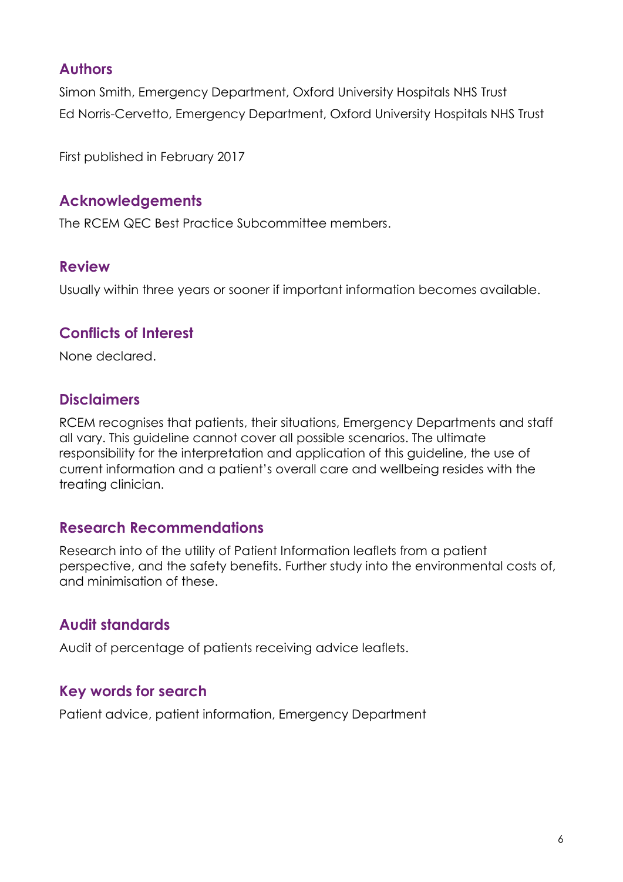## Authors

Simon Smith, Emergency Department, Oxford University Hospitals NHS Trust
Ed Norris-Cervetto, Emergency Department, Oxford University Hospitals NHS Trust

First published in February 2017

## Acknowledgements

The RCEM QEC Best Practice Subcommittee members.

## Review

Usually within three years or sooner if important information becomes available.

## Conflicts of Interest

None declared.

## Disclaimers

RCEM recognises that patients, their situations, Emergency Departments and staff all vary. This guideline cannot cover all possible scenarios. The ultimate responsibility for the interpretation and application of this guideline, the use of current information and a patient's overall care and wellbeing resides with the treating clinician.

## Research Recommendations

Research into of the utility of Patient Information leaflets from a patient perspective, and the safety benefits. Further study into the environmental costs of, and minimisation of these.

## Audit standards

Audit of percentage of patients receiving advice leaflets.

## Key words for search

Patient advice, patient information, Emergency Department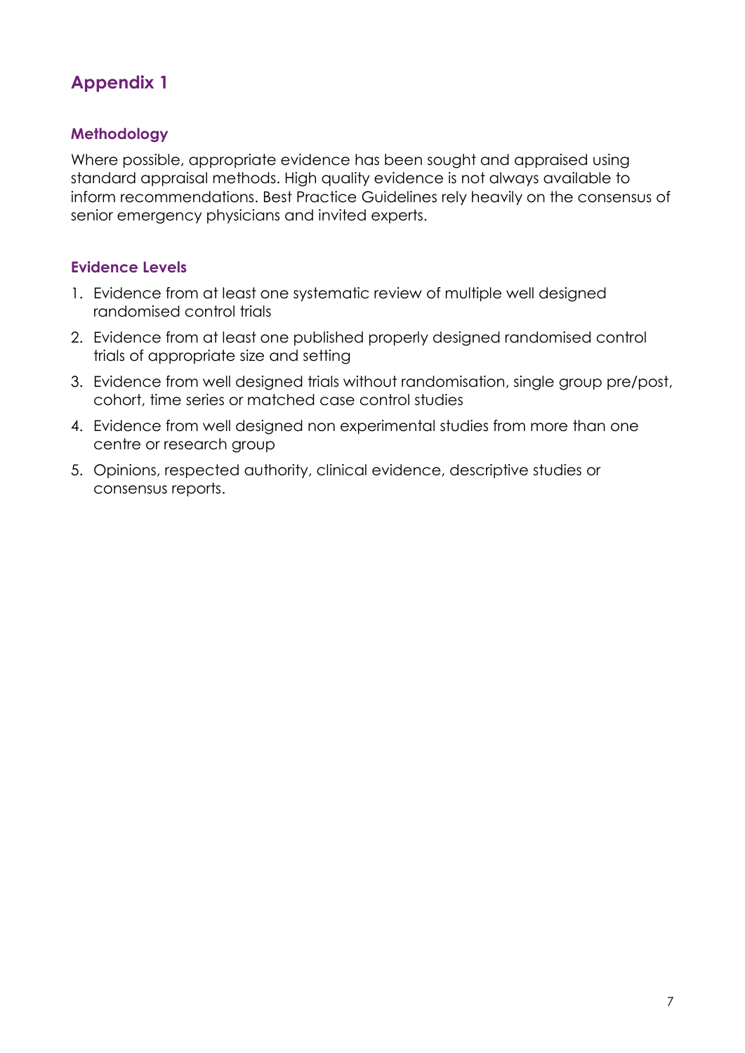## Appendix 1

### Methodology

Where possible, appropriate evidence has been sought and appraised using standard appraisal methods. High quality evidence is not always available to inform recommendations. Best Practice Guidelines rely heavily on the consensus of senior emergency physicians and invited experts.

### Evidence Levels

1. Evidence from at least one systematic review of multiple well designed randomised control trials
2. Evidence from at least one published properly designed randomised control trials of appropriate size and setting
3. Evidence from well designed trials without randomisation, single group pre/post, cohort, time series or matched case control studies
4. Evidence from well designed non experimental studies from more than one centre or research group
5. Opinions, respected authority, clinical evidence, descriptive studies or consensus reports.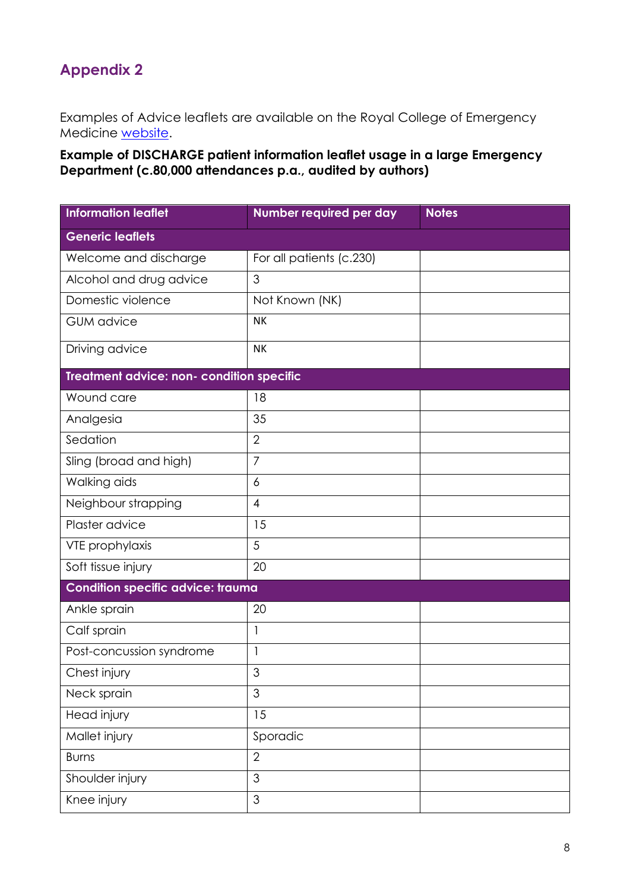## Appendix 2

Examples of Advice leaflets are available on the Royal College of Emergency Medicine website.

**Example of DISCHARGE patient information leaflet usage in a large Emergency Department (c.80,000 attendances p.a., audited by authors)**

| Information leaflet | Number required per day | Notes |
|---|---|---|
| **Generic leaflets** | | |
| Welcome and discharge | For all patients (c.230) | |
| Alcohol and drug advice | 3 | |
| Domestic violence | Not Known (NK) | |
| GUM advice | NK | |
| Driving advice | NK | |
| **Treatment advice: non- condition specific** | | |
| Wound care | 18 | |
| Analgesia | 35 | |
| Sedation | 2 | |
| Sling (broad and high) | 7 | |
| Walking aids | 6 | |
| Neighbour strapping | 4 | |
| Plaster advice | 15 | |
| VTE prophylaxis | 5 | |
| Soft tissue injury | 20 | |
| **Condition specific advice: trauma** | | |
| Ankle sprain | 20 | |
| Calf sprain | 1 | |
| Post-concussion syndrome | 1 | |
| Chest injury | 3 | |
| Neck sprain | 3 | |
| Head injury | 15 | |
| Mallet injury | Sporadic | |
| Burns | 2 | |
| Shoulder injury | 3 | |
| Knee injury | 3 | |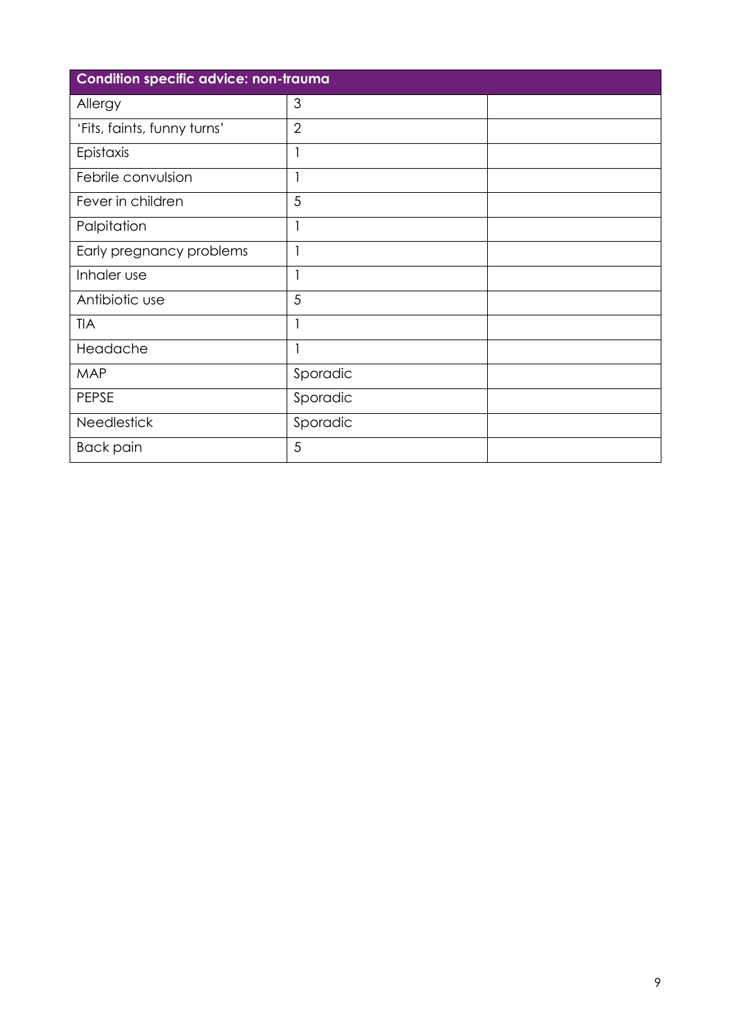| Condition specific advice: non-trauma | | |
|---|---|---|
| Allergy | 3 | |
| 'Fits, faints, funny turns' | 2 | |
| Epistaxis | 1 | |
| Febrile convulsion | 1 | |
| Fever in children | 5 | |
| Palpitation | 1 | |
| Early pregnancy problems | 1 | |
| Inhaler use | 1 | |
| Antibiotic use | 5 | |
| TIA | 1 | |
| Headache | 1 | |
| MAP | Sporadic | |
| PEPSE | Sporadic | |
| Needlestick | Sporadic | |
| Back pain | 5 | |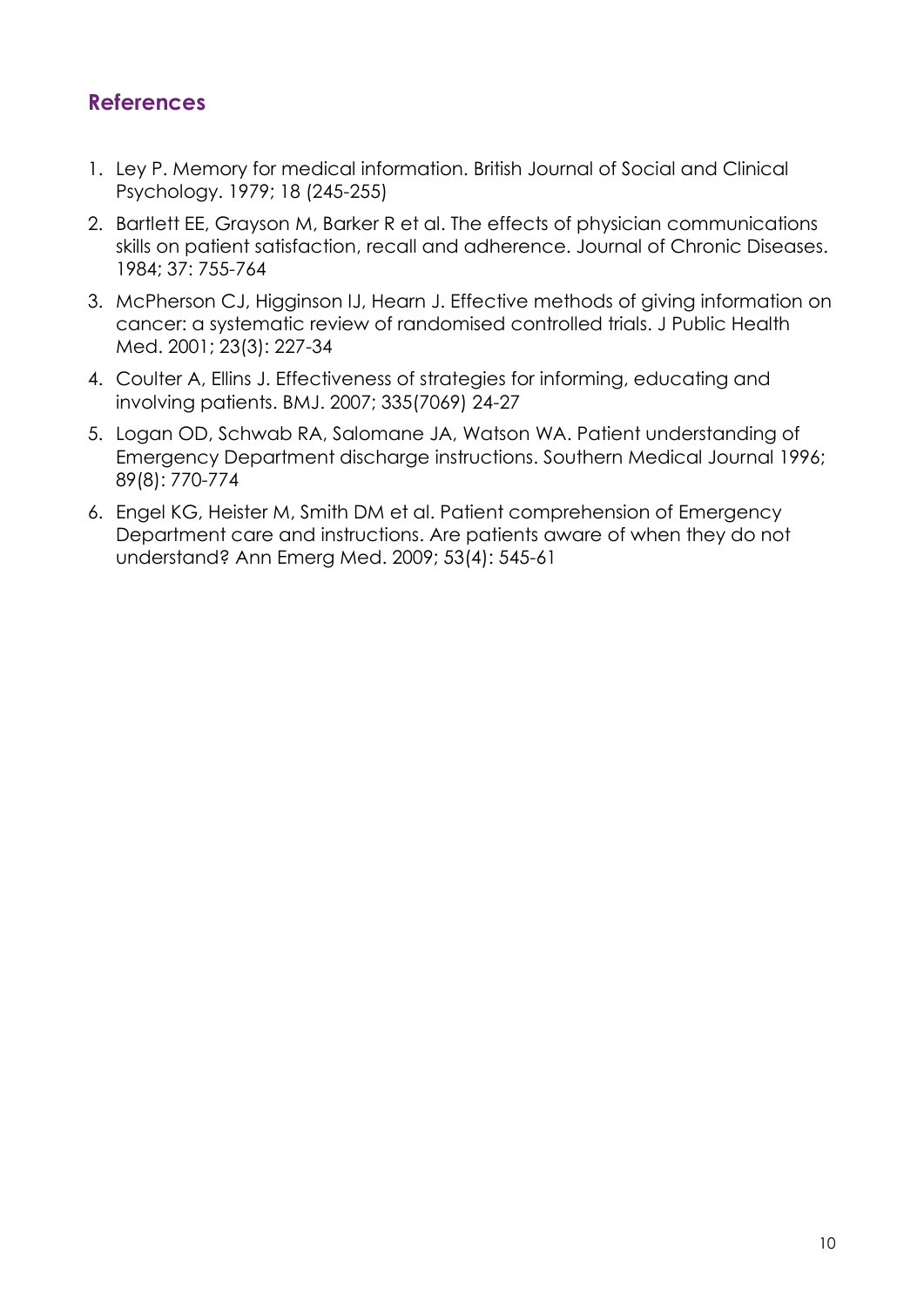## References

1. Ley P. Memory for medical information. British Journal of Social and Clinical Psychology. 1979; 18 (245-255)
2. Bartlett EE, Grayson M, Barker R et al. The effects of physician communications skills on patient satisfaction, recall and adherence. Journal of Chronic Diseases. 1984; 37: 755-764
3. McPherson CJ, Higginson IJ, Hearn J. Effective methods of giving information on cancer: a systematic review of randomised controlled trials. J Public Health Med. 2001; 23(3): 227-34
4. Coulter A, Ellins J. Effectiveness of strategies for informing, educating and involving patients. BMJ. 2007; 335(7069) 24-27
5. Logan OD, Schwab RA, Salomane JA, Watson WA. Patient understanding of Emergency Department discharge instructions. Southern Medical Journal 1996; 89(8): 770-774
6. Engel KG, Heister M, Smith DM et al. Patient comprehension of Emergency Department care and instructions. Are patients aware of when they do not understand? Ann Emerg Med. 2009; 53(4): 545-61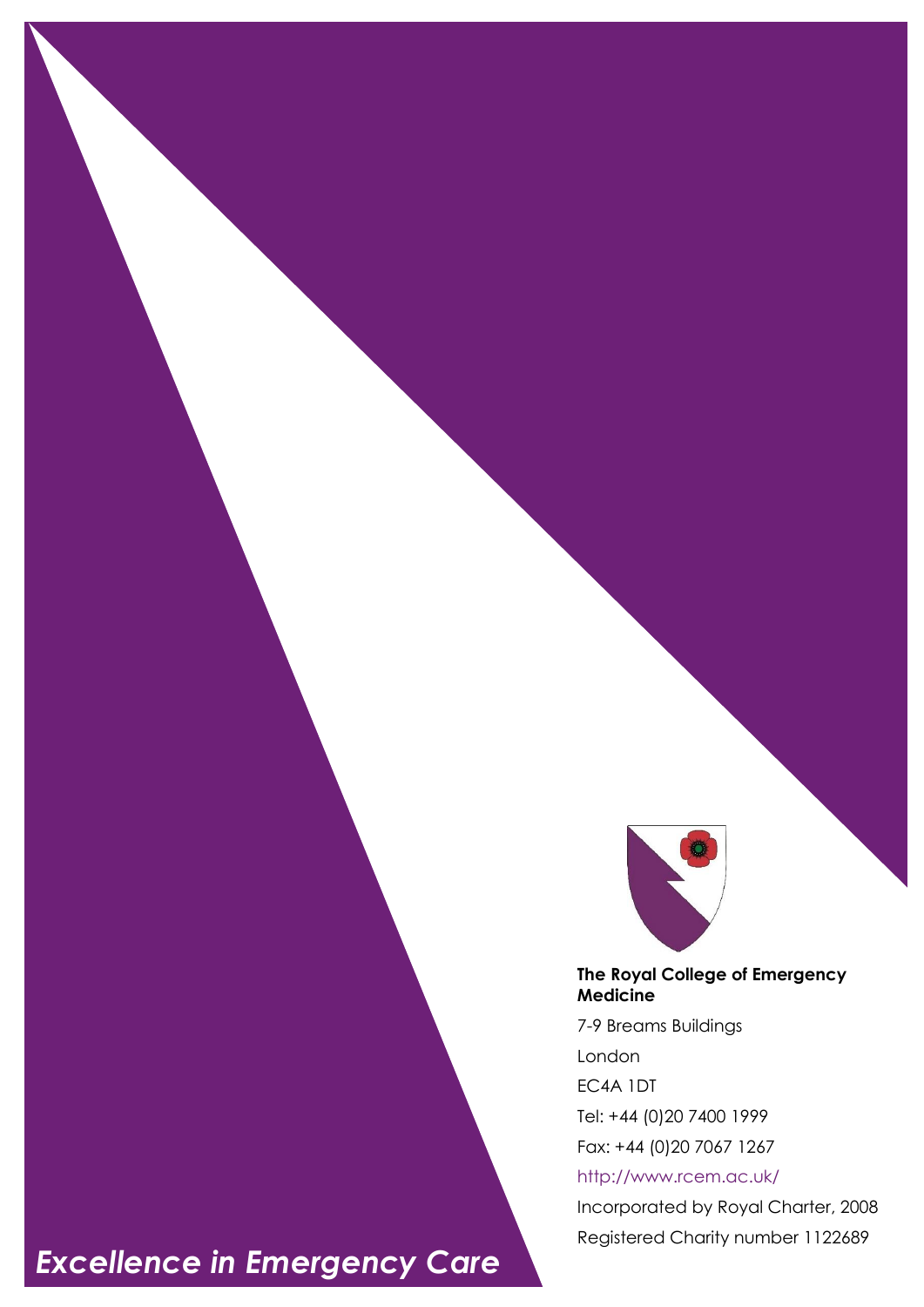**The Royal College of Emergency Medicine**

7-9 Breams Buildings

London

EC4A 1DT

Tel: +44 (0)20 7400 1999

Fax: +44 (0)20 7067 1267

http://www.rcem.ac.uk/

Incorporated by Royal Charter, 2008

Registered Charity number 1122689

*Excellence in Emergency Care*